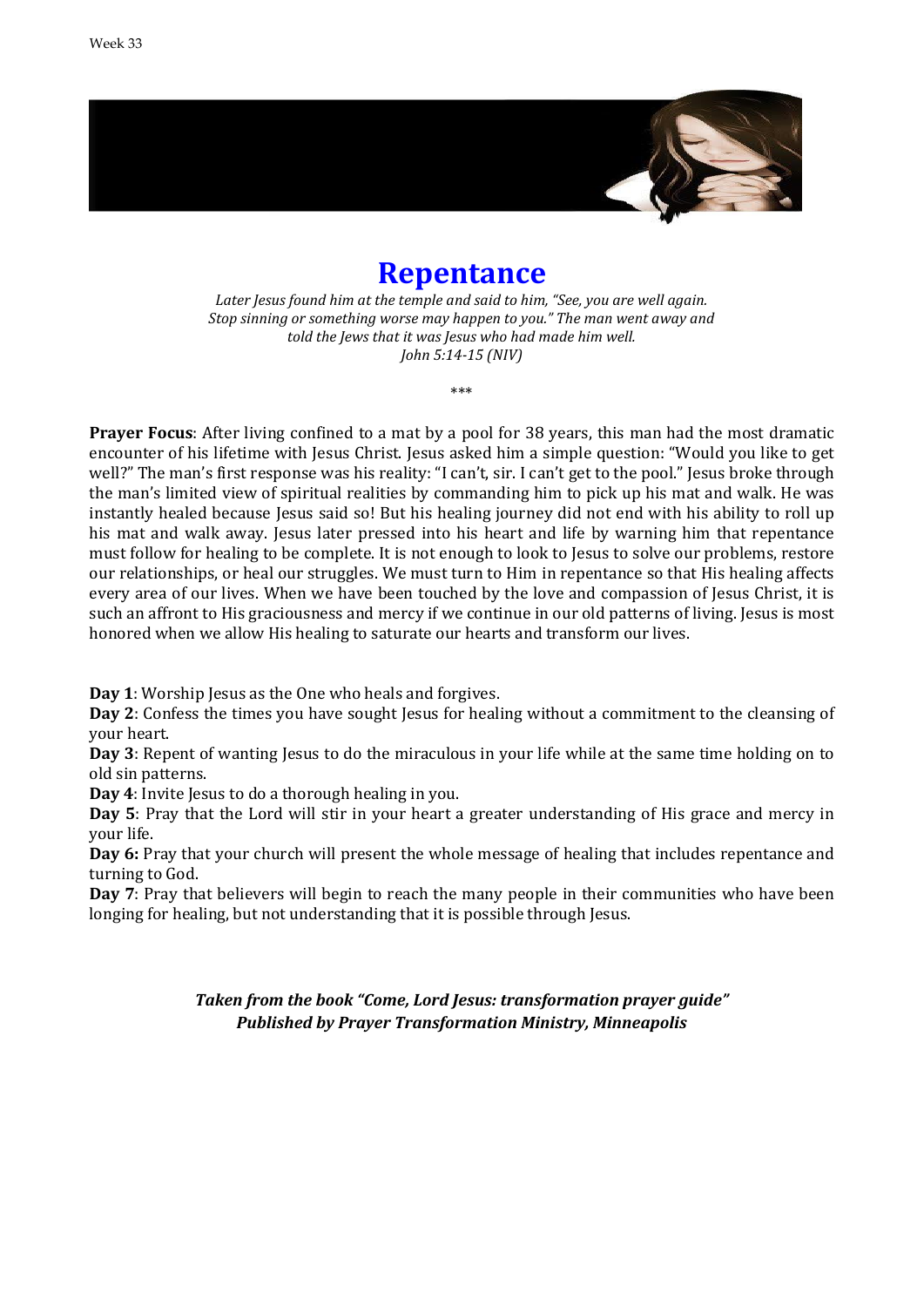Week 33

# Repentance

*Later Jesus found him at the temple and said to him, "See, you are well again. Stop sinning or something worse may happen to you." The man went away and told the Jews that it was Jesus who had made him well.*
*John 5:14-15 (NIV)*

\*\*\*

**Prayer Focus**: After living confined to a mat by a pool for 38 years, this man had the most dramatic encounter of his lifetime with Jesus Christ. Jesus asked him a simple question: "Would you like to get well?" The man's first response was his reality: "I can't, sir. I can't get to the pool." Jesus broke through the man's limited view of spiritual realities by commanding him to pick up his mat and walk. He was instantly healed because Jesus said so! But his healing journey did not end with his ability to roll up his mat and walk away. Jesus later pressed into his heart and life by warning him that repentance must follow for healing to be complete. It is not enough to look to Jesus to solve our problems, restore our relationships, or heal our struggles. We must turn to Him in repentance so that His healing affects every area of our lives. When we have been touched by the love and compassion of Jesus Christ, it is such an affront to His graciousness and mercy if we continue in our old patterns of living. Jesus is most honored when we allow His healing to saturate our hearts and transform our lives.

**Day 1**: Worship Jesus as the One who heals and forgives.
**Day 2**: Confess the times you have sought Jesus for healing without a commitment to the cleansing of your heart.
**Day 3**: Repent of wanting Jesus to do the miraculous in your life while at the same time holding on to old sin patterns.
**Day 4**: Invite Jesus to do a thorough healing in you.
**Day 5**: Pray that the Lord will stir in your heart a greater understanding of His grace and mercy in your life.
**Day 6:** Pray that your church will present the whole message of healing that includes repentance and turning to God.
**Day 7**: Pray that believers will begin to reach the many people in their communities who have been longing for healing, but not understanding that it is possible through Jesus.

***Taken from the book "Come, Lord Jesus: transformation prayer guide"***
***Published by Prayer Transformation Ministry, Minneapolis***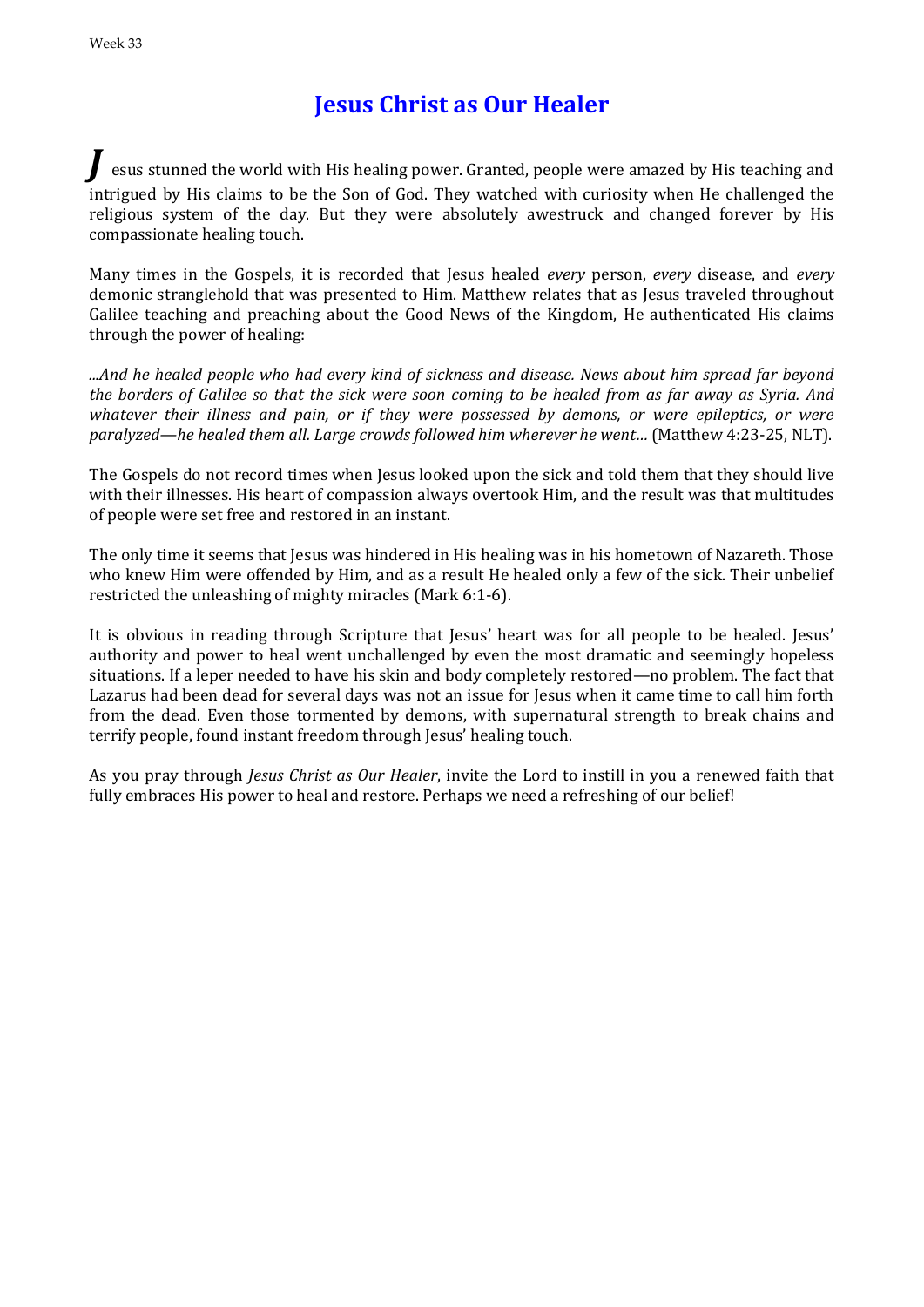# Jesus Christ as Our Healer

**_J_**esus stunned the world with His healing power. Granted, people were amazed by His teaching and intrigued by His claims to be the Son of God. They watched with curiosity when He challenged the religious system of the day. But they were absolutely awestruck and changed forever by His compassionate healing touch.

Many times in the Gospels, it is recorded that Jesus healed *every* person, *every* disease, and *every* demonic stranglehold that was presented to Him. Matthew relates that as Jesus traveled throughout Galilee teaching and preaching about the Good News of the Kingdom, He authenticated His claims through the power of healing:

*...And he healed people who had every kind of sickness and disease. News about him spread far beyond the borders of Galilee so that the sick were soon coming to be healed from as far away as Syria. And whatever their illness and pain, or if they were possessed by demons, or were epileptics, or were paralyzed—he healed them all. Large crowds followed him wherever he went…* (Matthew 4:23-25, NLT).

The Gospels do not record times when Jesus looked upon the sick and told them that they should live with their illnesses. His heart of compassion always overtook Him, and the result was that multitudes of people were set free and restored in an instant.

The only time it seems that Jesus was hindered in His healing was in his hometown of Nazareth. Those who knew Him were offended by Him, and as a result He healed only a few of the sick. Their unbelief restricted the unleashing of mighty miracles (Mark 6:1-6).

It is obvious in reading through Scripture that Jesus' heart was for all people to be healed. Jesus' authority and power to heal went unchallenged by even the most dramatic and seemingly hopeless situations. If a leper needed to have his skin and body completely restored—no problem. The fact that Lazarus had been dead for several days was not an issue for Jesus when it came time to call him forth from the dead. Even those tormented by demons, with supernatural strength to break chains and terrify people, found instant freedom through Jesus' healing touch.

As you pray through *Jesus Christ as Our Healer*, invite the Lord to instill in you a renewed faith that fully embraces His power to heal and restore. Perhaps we need a refreshing of our belief!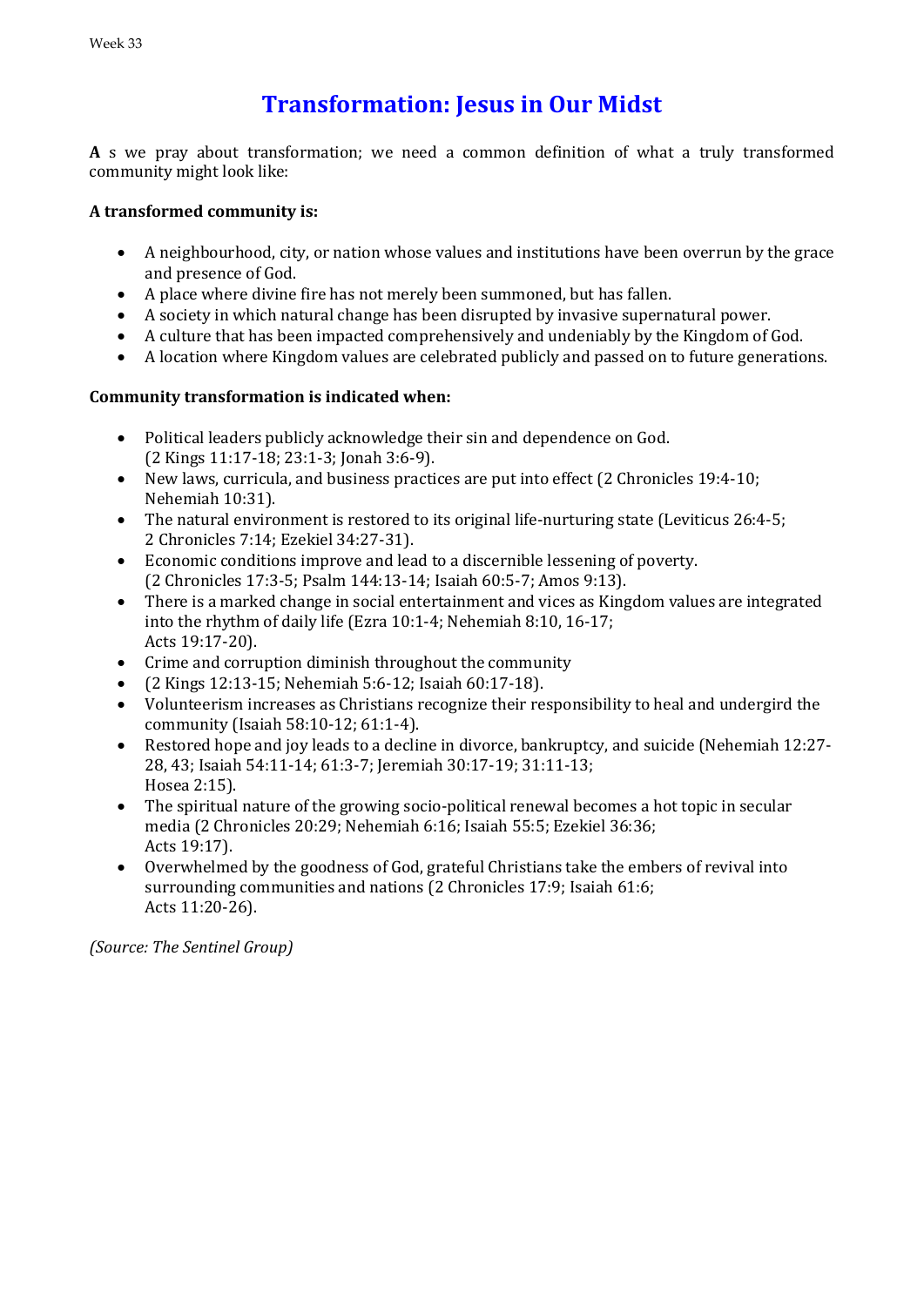# Transformation: Jesus in Our Midst

**A** s we pray about transformation; we need a common definition of what a truly transformed community might look like:

**A transformed community is:**

- A neighbourhood, city, or nation whose values and institutions have been overrun by the grace and presence of God.
- A place where divine fire has not merely been summoned, but has fallen.
- A society in which natural change has been disrupted by invasive supernatural power.
- A culture that has been impacted comprehensively and undeniably by the Kingdom of God.
- A location where Kingdom values are celebrated publicly and passed on to future generations.

**Community transformation is indicated when:**

- Political leaders publicly acknowledge their sin and dependence on God. (2 Kings 11:17-18; 23:1-3; Jonah 3:6-9).
- New laws, curricula, and business practices are put into effect (2 Chronicles 19:4-10; Nehemiah 10:31).
- The natural environment is restored to its original life-nurturing state (Leviticus 26:4-5; 2 Chronicles 7:14; Ezekiel 34:27-31).
- Economic conditions improve and lead to a discernible lessening of poverty. (2 Chronicles 17:3-5; Psalm 144:13-14; Isaiah 60:5-7; Amos 9:13).
- There is a marked change in social entertainment and vices as Kingdom values are integrated into the rhythm of daily life (Ezra 10:1-4; Nehemiah 8:10, 16-17; Acts 19:17-20).
- Crime and corruption diminish throughout the community
- (2 Kings 12:13-15; Nehemiah 5:6-12; Isaiah 60:17-18).
- Volunteerism increases as Christians recognize their responsibility to heal and undergird the community (Isaiah 58:10-12; 61:1-4).
- Restored hope and joy leads to a decline in divorce, bankruptcy, and suicide (Nehemiah 12:27-28, 43; Isaiah 54:11-14; 61:3-7; Jeremiah 30:17-19; 31:11-13; Hosea 2:15).
- The spiritual nature of the growing socio-political renewal becomes a hot topic in secular media (2 Chronicles 20:29; Nehemiah 6:16; Isaiah 55:5; Ezekiel 36:36; Acts 19:17).
- Overwhelmed by the goodness of God, grateful Christians take the embers of revival into surrounding communities and nations (2 Chronicles 17:9; Isaiah 61:6; Acts 11:20-26).

*(Source: The Sentinel Group)*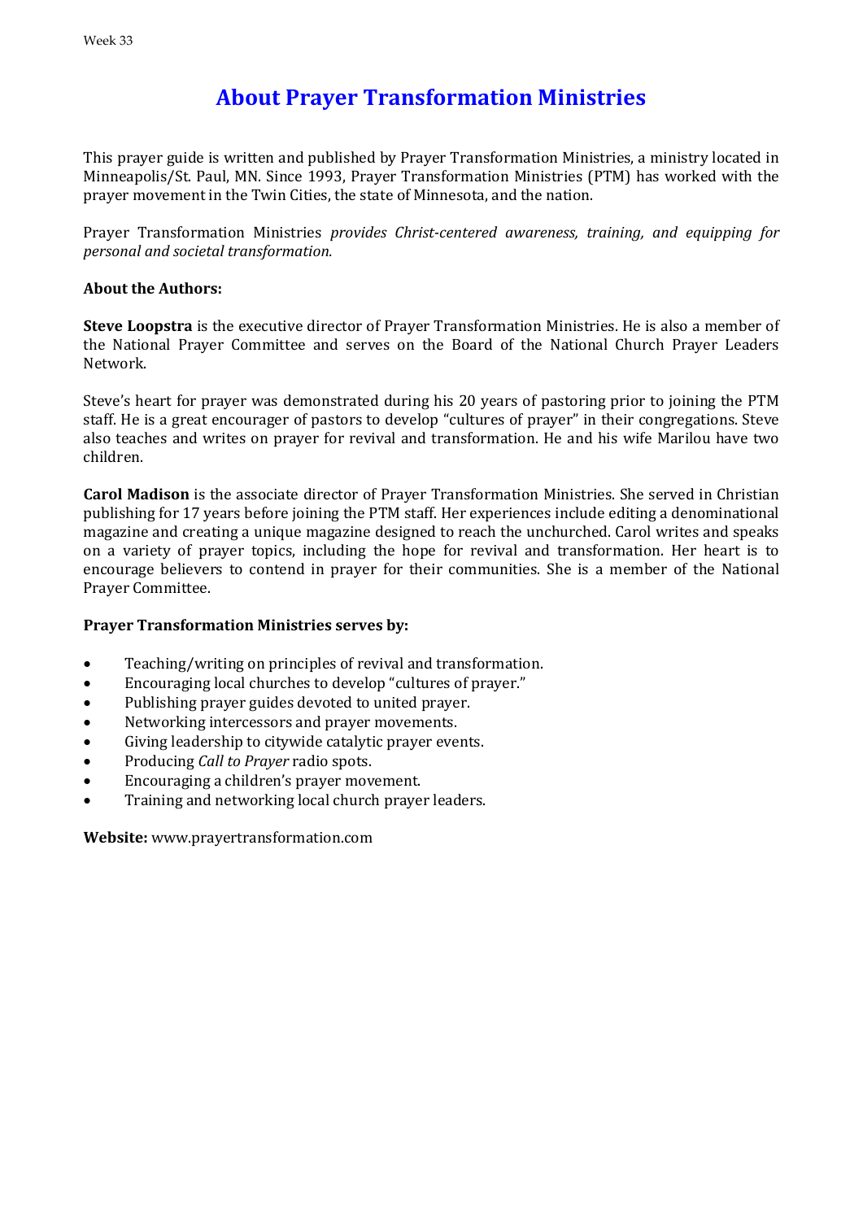# About Prayer Transformation Ministries

This prayer guide is written and published by Prayer Transformation Ministries, a ministry located in Minneapolis/St. Paul, MN. Since 1993, Prayer Transformation Ministries (PTM) has worked with the prayer movement in the Twin Cities, the state of Minnesota, and the nation.

Prayer Transformation Ministries *provides Christ-centered awareness, training, and equipping for personal and societal transformation.*

**About the Authors:**

**Steve Loopstra** is the executive director of Prayer Transformation Ministries. He is also a member of the National Prayer Committee and serves on the Board of the National Church Prayer Leaders Network.

Steve's heart for prayer was demonstrated during his 20 years of pastoring prior to joining the PTM staff. He is a great encourager of pastors to develop "cultures of prayer" in their congregations. Steve also teaches and writes on prayer for revival and transformation. He and his wife Marilou have two children.

**Carol Madison** is the associate director of Prayer Transformation Ministries. She served in Christian publishing for 17 years before joining the PTM staff. Her experiences include editing a denominational magazine and creating a unique magazine designed to reach the unchurched. Carol writes and speaks on a variety of prayer topics, including the hope for revival and transformation. Her heart is to encourage believers to contend in prayer for their communities. She is a member of the National Prayer Committee.

**Prayer Transformation Ministries serves by:**

- Teaching/writing on principles of revival and transformation.
- Encouraging local churches to develop "cultures of prayer."
- Publishing prayer guides devoted to united prayer.
- Networking intercessors and prayer movements.
- Giving leadership to citywide catalytic prayer events.
- Producing *Call to Prayer* radio spots.
- Encouraging a children's prayer movement.
- Training and networking local church prayer leaders.

**Website:** www.prayertransformation.com